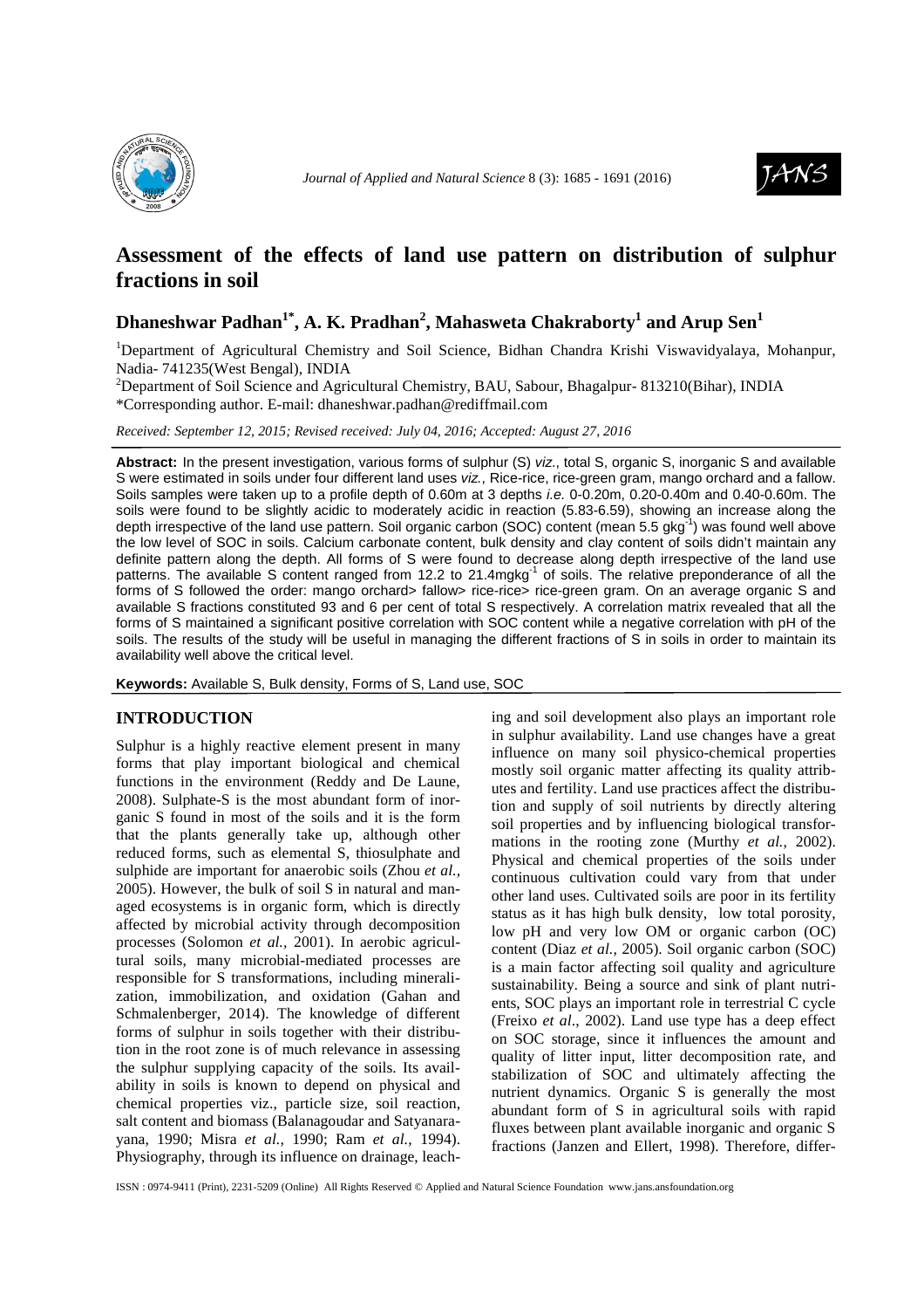# Assessment of the effects of land use pattern on distribution of sulphur fractions in soil

**Dhaneshwar Padhan[1*], A. K. Pradhan[2], Mahasweta Chakraborty[1] and Arup Sen[1]**

[1]Department of Agricultural Chemistry and Soil Science, Bidhan Chandra Krishi Viswavidyalaya, Mohanpur, Nadia- 741235(West Bengal), INDIA

[2]Department of Soil Science and Agricultural Chemistry, BAU, Sabour, Bhagalpur- 813210(Bihar), INDIA

*Corresponding author. E-mail: dhaneshwar.padhan@rediffmail.com

*Received: September 12, 2015; Revised received: July 04, 2016; Accepted: August 27, 2016*

**Abstract:** In the present investigation, various forms of sulphur (S) *viz.*, total S, organic S, inorganic S and available S were estimated in soils under four different land uses *viz.*, Rice-rice, rice-green gram, mango orchard and a fallow. Soils samples were taken up to a profile depth of 0.60m at 3 depths *i.e.* 0-0.20m, 0.20-0.40m and 0.40-0.60m. The soils were found to be slightly acidic to moderately acidic in reaction (5.83-6.59), showing an increase along the depth irrespective of the land use pattern. Soil organic carbon (SOC) content (mean 5.5 $gkg^{-1}$) was found well above the low level of SOC in soils. Calcium carbonate content, bulk density and clay content of soils didn't maintain any definite pattern along the depth. All forms of S were found to decrease along depth irrespective of the land use patterns. The available S content ranged from 12.2 to 21.4$mgkg^{-1}$ of soils. The relative preponderance of all the forms of S followed the order: mango orchard> fallow> rice-rice> rice-green gram. On an average organic S and available S fractions constituted 93 and 6 per cent of total S respectively. A correlation matrix revealed that all the forms of S maintained a significant positive correlation with SOC content while a negative correlation with pH of the soils. The results of the study will be useful in managing the different fractions of S in soils in order to maintain its availability well above the critical level.

**Keywords:** Available S, Bulk density, Forms of S, Land use, SOC

## INTRODUCTION

Sulphur is a highly reactive element present in many forms that play important biological and chemical functions in the environment (Reddy and De Laune, 2008). Sulphate-S is the most abundant form of inorganic S found in most of the soils and it is the form that the plants generally take up, although other reduced forms, such as elemental S, thiosulphate and sulphide are important for anaerobic soils (Zhou *et al.,* 2005). However, the bulk of soil S in natural and managed ecosystems is in organic form, which is directly affected by microbial activity through decomposition processes (Solomon *et al.,* 2001). In aerobic agricultural soils, many microbial-mediated processes are responsible for S transformations, including mineralization, immobilization, and oxidation (Gahan and Schmalenberger, 2014). The knowledge of different forms of sulphur in soils together with their distribution in the root zone is of much relevance in assessing the sulphur supplying capacity of the soils. Its availability in soils is known to depend on physical and chemical properties viz., particle size, soil reaction, salt content and biomass (Balanagoudar and Satyanarayana, 1990; Misra *et al.,* 1990; Ram *et al.,* 1994). Physiography, through its influence on drainage, leaching and soil development also plays an important role in sulphur availability. Land use changes have a great influence on many soil physico-chemical properties mostly soil organic matter affecting its quality attributes and fertility. Land use practices affect the distribution and supply of soil nutrients by directly altering soil properties and by influencing biological transformations in the rooting zone (Murthy *et al.,* 2002). Physical and chemical properties of the soils under continuous cultivation could vary from that under other land uses. Cultivated soils are poor in its fertility status as it has high bulk density, low total porosity, low pH and very low OM or organic carbon (OC) content (Diaz *et al.,* 2005). Soil organic carbon (SOC) is a main factor affecting soil quality and agriculture sustainability. Being a source and sink of plant nutrients, SOC plays an important role in terrestrial C cycle (Freixo *et al*., 2002). Land use type has a deep effect on SOC storage, since it influences the amount and quality of litter input, litter decomposition rate, and stabilization of SOC and ultimately affecting the nutrient dynamics. Organic S is generally the most abundant form of S in agricultural soils with rapid fluxes between plant available inorganic and organic S fractions (Janzen and Ellert, 1998). Therefore, differ-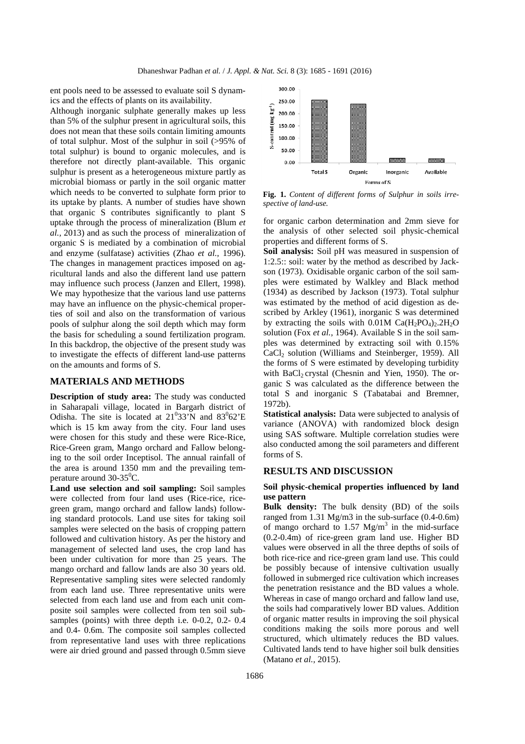ent pools need to be assessed to evaluate soil S dynamics and the effects of plants on its availability.

Although inorganic sulphate generally makes up less than 5% of the sulphur present in agricultural soils, this does not mean that these soils contain limiting amounts of total sulphur. Most of the sulphur in soil (>95% of total sulphur) is bound to organic molecules, and is therefore not directly plant-available. This organic sulphur is present as a heterogeneous mixture partly as microbial biomass or partly in the soil organic matter which needs to be converted to sulphate form prior to its uptake by plants. A number of studies have shown that organic S contributes significantly to plant S uptake through the process of mineralization (Blum *et al.,* 2013) and as such the process of mineralization of organic S is mediated by a combination of microbial and enzyme (sulfatase) activities (Zhao *et al.,* 1996). The changes in management practices imposed on agricultural lands and also the different land use pattern may influence such process (Janzen and Ellert, 1998). We may hypothesize that the various land use patterns may have an influence on the physic-chemical properties of soil and also on the transformation of various pools of sulphur along the soil depth which may form the basis for scheduling a sound fertilization program. In this backdrop, the objective of the present study was to investigate the effects of different land-use patterns on the amounts and forms of S.

## MATERIALS AND METHODS

**Description of study area:** The study was conducted in Saharapali village, located in Bargarh district of Odisha. The site is located at $21^0 33'$N and $83^0 62'$E which is 15 km away from the city. Four land uses were chosen for this study and these were Rice-Rice, Rice-Green gram, Mango orchard and Fallow belonging to the soil order Inceptisol. The annual rainfall of the area is around 1350 mm and the prevailing temperature around 30-35$^0$C.

**Land use selection and soil sampling:** Soil samples were collected from four land uses (Rice-rice, rice-green gram, mango orchard and fallow lands) following standard protocols. Land use sites for taking soil samples were selected on the basis of cropping pattern followed and cultivation history. As per the history and management of selected land uses, the crop land has been under cultivation for more than 25 years. The mango orchard and fallow lands are also 30 years old. Representative sampling sites were selected randomly from each land use. Three representative units were selected from each land use and from each unit composite soil samples were collected from ten soil sub-samples (points) with three depth i.e. 0-0.2, 0.2- 0.4 and 0.4- 0.6m. The composite soil samples collected from representative land uses with three replications were air dried ground and passed through 0.5mm sieve for organic carbon determination and 2mm sieve for the analysis of other selected soil physic-chemical properties and different forms of S.

**Fig. 1.** *Content of different forms of Sulphur in soils irrespective of land-use.*

**Soil analysis:** Soil pH was measured in suspension of 1:2.5:: soil: water by the method as described by Jackson (1973). Oxidisable organic carbon of the soil samples were estimated by Walkley and Black method (1934) as described by Jackson (1973). Total sulphur was estimated by the method of acid digestion as described by Arkley (1961), inorganic S was determined by extracting the soils with 0.01M $Ca(H_2PO_4)_2.2H_2O$ solution (Fox *et al.,* 1964). Available S in the soil samples was determined by extracting soil with 0.15% $CaCl_2$ solution (Williams and Steinberger, 1959). All the forms of S were estimated by developing turbidity with $BaCl_2$ crystal (Chesnin and Yien, 1950). The organic S was calculated as the difference between the total S and inorganic S (Tabatabai and Bremner, 1972b).

**Statistical analysis:** Data were subjected to analysis of variance (ANOVA) with randomized block design using SAS software. Multiple correlation studies were also conducted among the soil parameters and different forms of S.

## RESULTS AND DISCUSSION

### Soil physic-chemical properties influenced by land use pattern

**Bulk density:** The bulk density (BD) of the soils ranged from 1.31 Mg/m3 in the sub-surface (0.4-0.6m) of mango orchard to 1.57 Mg/m$^3$ in the mid-surface (0.2-0.4m) of rice-green gram land use. Higher BD values were observed in all the three depths of soils of both rice-rice and rice-green gram land use. This could be possibly because of intensive cultivation usually followed in submerged rice cultivation which increases the penetration resistance and the BD values a whole. Whereas in case of mango orchard and fallow land use, the soils had comparatively lower BD values. Addition of organic matter results in improving the soil physical conditions making the soils more porous and well structured, which ultimately reduces the BD values. Cultivated lands tend to have higher soil bulk densities (Matano *et al.,* 2015).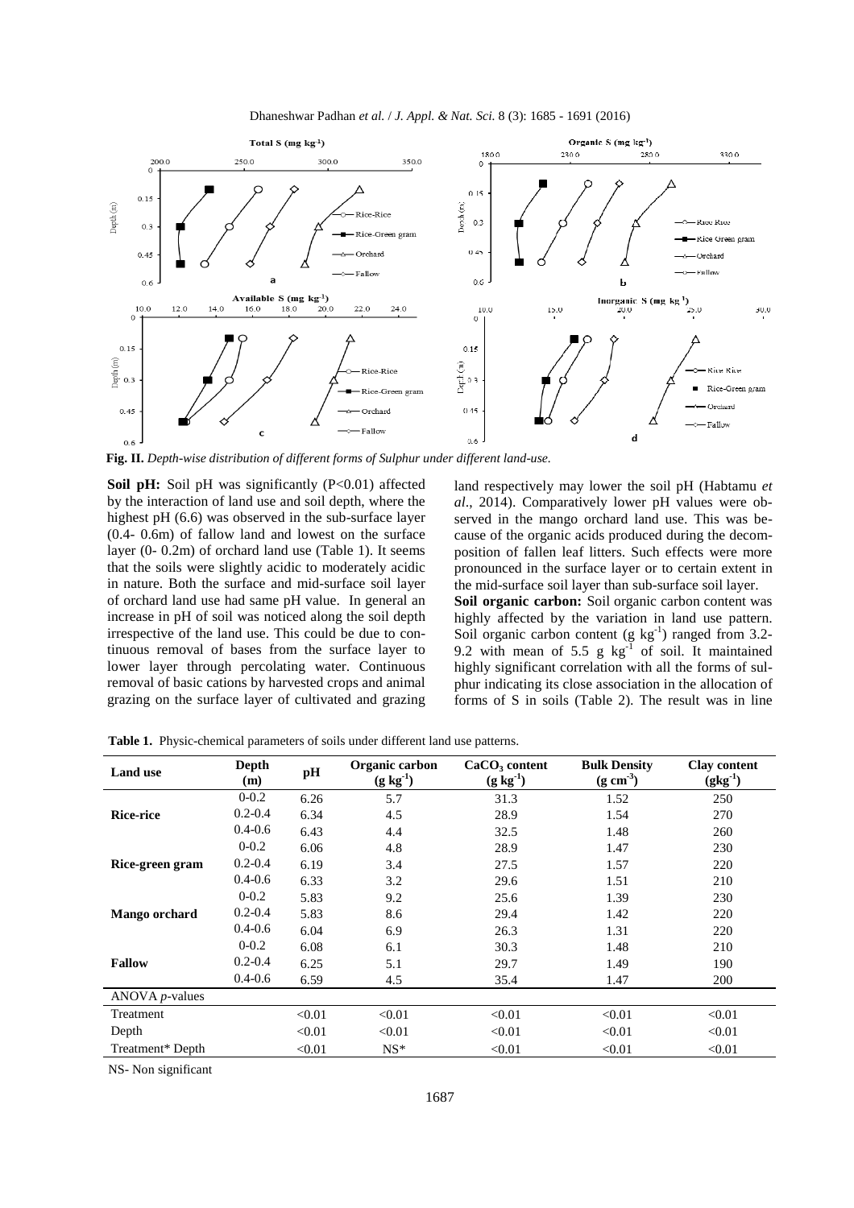**Fig. II.** *Depth-wise distribution of different forms of Sulphur under different land-use.*

**Soil pH:** Soil pH was significantly (P<0.01) affected by the interaction of land use and soil depth, where the highest pH (6.6) was observed in the sub-surface layer (0.4- 0.6m) of fallow land and lowest on the surface layer (0- 0.2m) of orchard land use (Table 1). It seems that the soils were slightly acidic to moderately acidic in nature. Both the surface and mid-surface soil layer of orchard land use had same pH value. In general an increase in pH of soil was noticed along the soil depth irrespective of the land use. This could be due to continuous removal of bases from the surface layer to lower layer through percolating water. Continuous removal of basic cations by harvested crops and animal grazing on the surface layer of cultivated and grazing land respectively may lower the soil pH (Habtamu *et al*., 2014). Comparatively lower pH values were observed in the mango orchard land use. This was because of the organic acids produced during the decomposition of fallen leaf litters. Such effects were more pronounced in the surface layer or to certain extent in the mid-surface soil layer than sub-surface soil layer.

**Soil organic carbon:** Soil organic carbon content was highly affected by the variation in land use pattern. Soil organic carbon content (g $kg^{-1}$) ranged from 3.2-9.2 with mean of 5.5 g $kg^{-1}$ of soil. It maintained highly significant correlation with all the forms of sulphur indicating its close association in the allocation of forms of S in soils (Table 2). The result was in line

**Table 1.** Physic-chemical parameters of soils under different land use patterns.

| Land use | Depth (m) | pH | Organic carbon (g $kg^{-1}$) | $CaCO_3$ content (g $kg^{-1}$) | Bulk Density (g $cm^{-3}$) | Clay content (g$kg^{-1}$) |
|---|---|---|---|---|---|---|
| **Rice-rice** | 0-0.2 | 6.26 | 5.7 | 31.3 | 1.52 | 250 |
| | 0.2-0.4 | 6.34 | 4.5 | 28.9 | 1.54 | 270 |
| | 0.4-0.6 | 6.43 | 4.4 | 32.5 | 1.48 | 260 |
| **Rice-green gram** | 0-0.2 | 6.06 | 4.8 | 28.9 | 1.47 | 230 |
| | 0.2-0.4 | 6.19 | 3.4 | 27.5 | 1.57 | 220 |
| | 0.4-0.6 | 6.33 | 3.2 | 29.6 | 1.51 | 210 |
| **Mango orchard** | 0-0.2 | 5.83 | 9.2 | 25.6 | 1.39 | 230 |
| | 0.2-0.4 | 5.83 | 8.6 | 29.4 | 1.42 | 220 |
| | 0.4-0.6 | 6.04 | 6.9 | 26.3 | 1.31 | 220 |
| **Fallow** | 0-0.2 | 6.08 | 6.1 | 30.3 | 1.48 | 210 |
| | 0.2-0.4 | 6.25 | 5.1 | 29.7 | 1.49 | 190 |
| | 0.4-0.6 | 6.59 | 4.5 | 35.4 | 1.47 | 200 |
| ANOVA *p*-values | | | | | | |
| Treatment | | <0.01 | <0.01 | <0.01 | <0.01 | <0.01 |
| Depth | | <0.01 | <0.01 | <0.01 | <0.01 | <0.01 |
| Treatment* Depth | | <0.01 | NS* | <0.01 | <0.01 | <0.01 |

NS- Non significant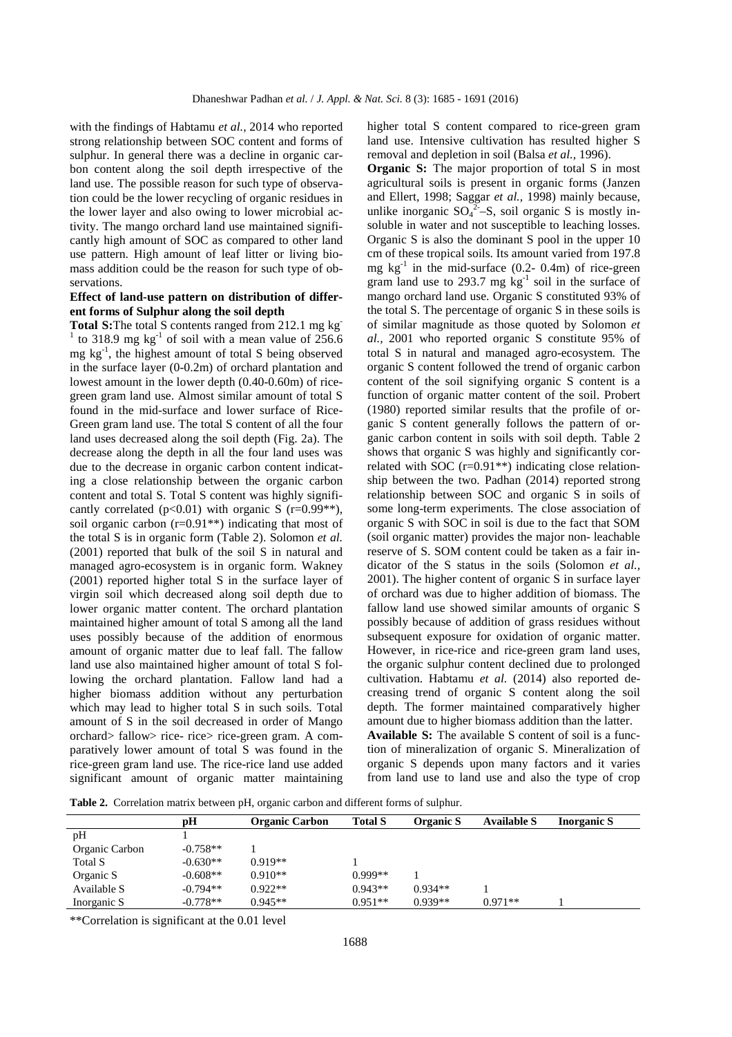with the findings of Habtamu *et al.,* 2014 who reported strong relationship between SOC content and forms of sulphur. In general there was a decline in organic carbon content along the soil depth irrespective of the land use. The possible reason for such type of observation could be the lower recycling of organic residues in the lower layer and also owing to lower microbial activity. The mango orchard land use maintained significantly high amount of SOC as compared to other land use pattern. High amount of leaf litter or living biomass addition could be the reason for such type of observations.

**Effect of land-use pattern on distribution of different forms of Sulphur along the soil depth**

**Total S:** The total S contents ranged from 212.1 mg $kg^{-1}$ to 318.9 mg $kg^{-1}$ of soil with a mean value of 256.6 mg $kg^{-1}$, the highest amount of total S being observed in the surface layer (0-0.2m) of orchard plantation and lowest amount in the lower depth (0.40-0.60m) of rice-green gram land use. Almost similar amount of total S found in the mid-surface and lower surface of Rice-Green gram land use. The total S content of all the four land uses decreased along the soil depth (Fig. 2a). The decrease along the depth in all the four land uses was due to the decrease in organic carbon content indicating a close relationship between the organic carbon content and total S. Total S content was highly significantly correlated ($p<0.01$) with organic S ($r=0.99^{**}$), soil organic carbon ($r=0.91^{**}$) indicating that most of the total S is in organic form (Table 2). Solomon *et al.* (2001) reported that bulk of the soil S in natural and managed agro-ecosystem is in organic form. Wakney (2001) reported higher total S in the surface layer of virgin soil which decreased along soil depth due to lower organic matter content. The orchard plantation maintained higher amount of total S among all the land uses possibly because of the addition of enormous amount of organic matter due to leaf fall. The fallow land use also maintained higher amount of total S following the orchard plantation. Fallow land had a higher biomass addition without any perturbation which may lead to higher total S in such soils. Total amount of S in the soil decreased in order of Mango orchard> fallow> rice- rice> rice-green gram. A comparatively lower amount of total S was found in the rice-green gram land use. The rice-rice land use added significant amount of organic matter maintaining higher total S content compared to rice-green gram land use. Intensive cultivation has resulted higher S removal and depletion in soil (Balsa *et al.,* 1996).

**Organic S:** The major proportion of total S in most agricultural soils is present in organic forms (Janzen and Ellert, 1998; Saggar *et al.,* 1998) mainly because, unlike inorganic $SO_4^{2-}$–S, soil organic S is mostly insoluble in water and not susceptible to leaching losses. Organic S is also the dominant S pool in the upper 10 cm of these tropical soils. Its amount varied from 197.8 mg $kg^{-1}$ in the mid-surface (0.2- 0.4m) of rice-green gram land use to 293.7 mg $kg^{-1}$ soil in the surface of mango orchard land use. Organic S constituted 93% of the total S. The percentage of organic S in these soils is of similar magnitude as those quoted by Solomon *et al.,* 2001 who reported organic S constitute 95% of total S in natural and managed agro-ecosystem. The organic S content followed the trend of organic carbon content of the soil signifying organic S content is a function of organic matter content of the soil. Probert (1980) reported similar results that the profile of organic S content generally follows the pattern of organic carbon content in soils with soil depth. Table 2 shows that organic S was highly and significantly correlated with SOC ($r=0.91^{**}$) indicating close relationship between the two. Padhan (2014) reported strong relationship between SOC and organic S in soils of some long-term experiments. The close association of organic S with SOC in soil is due to the fact that SOM (soil organic matter) provides the major non- leachable reserve of S. SOM content could be taken as a fair indicator of the S status in the soils (Solomon *et al.,* 2001). The higher content of organic S in surface layer of orchard was due to higher addition of biomass. The fallow land use showed similar amounts of organic S possibly because of addition of grass residues without subsequent exposure for oxidation of organic matter. However, in rice-rice and rice-green gram land uses, the organic sulphur content declined due to prolonged cultivation. Habtamu *et al.* (2014) also reported decreasing trend of organic S content along the soil depth. The former maintained comparatively higher amount due to higher biomass addition than the latter.

**Available S:** The available S content of soil is a function of mineralization of organic S. Mineralization of organic S depends upon many factors and it varies from land use to land use and also the type of crop

**Table 2.** Correlation matrix between pH, organic carbon and different forms of sulphur.

| | pH | Organic Carbon | Total S | Organic S | Available S | Inorganic S |
|---|---|---|---|---|---|---|
| pH | 1 | | | | | |
| Organic Carbon | -0.758** | 1 | | | | |
| Total S | -0.630** | 0.919** | 1 | | | |
| Organic S | -0.608** | 0.910** | 0.999** | 1 | | |
| Available S | -0.794** | 0.922** | 0.943** | 0.934** | 1 | |
| Inorganic S | -0.778** | 0.945** | 0.951** | 0.939** | 0.971** | 1 |

**Correlation is significant at the 0.01 level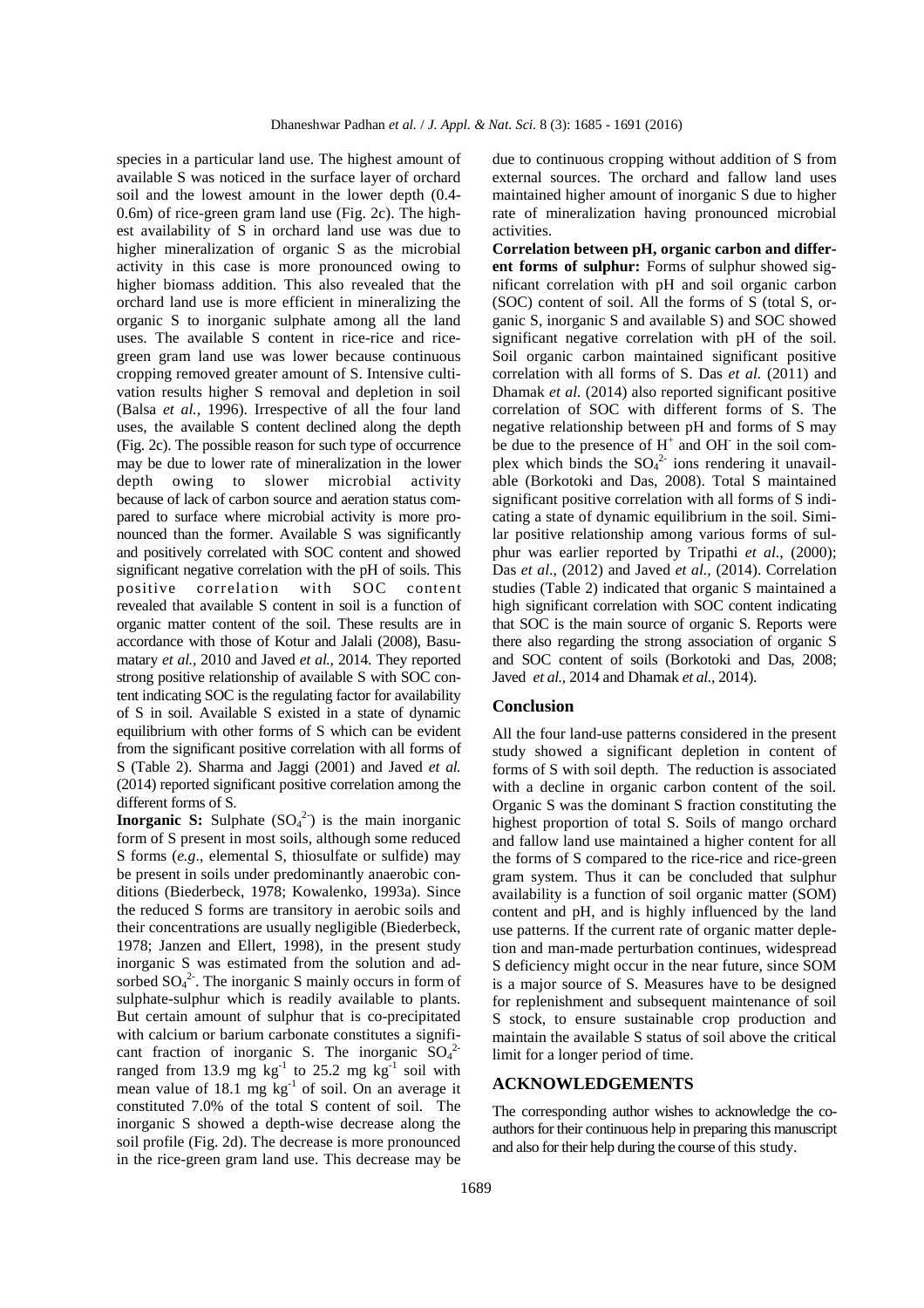species in a particular land use. The highest amount of available S was noticed in the surface layer of orchard soil and the lowest amount in the lower depth (0.4-0.6m) of rice-green gram land use (Fig. 2c). The highest availability of S in orchard land use was due to higher mineralization of organic S as the microbial activity in this case is more pronounced owing to higher biomass addition. This also revealed that the orchard land use is more efficient in mineralizing the organic S to inorganic sulphate among all the land uses. The available S content in rice-rice and rice-green gram land use was lower because continuous cropping removed greater amount of S. Intensive cultivation results higher S removal and depletion in soil (Balsa *et al.,* 1996). Irrespective of all the four land uses, the available S content declined along the depth (Fig. 2c). The possible reason for such type of occurrence may be due to lower rate of mineralization in the lower depth owing to slower microbial activity because of lack of carbon source and aeration status compared to surface where microbial activity is more pronounced than the former. Available S was significantly and positively correlated with SOC content and showed significant negative correlation with the pH of soils. This positive correlation with SOC content revealed that available S content in soil is a function of organic matter content of the soil. These results are in accordance with those of Kotur and Jalali (2008), Basumatary *et al.,* 2010 and Javed *et al.,* 2014. They reported strong positive relationship of available S with SOC content indicating SOC is the regulating factor for availability of S in soil. Available S existed in a state of dynamic equilibrium with other forms of S which can be evident from the significant positive correlation with all forms of S (Table 2). Sharma and Jaggi (2001) and Javed *et al.* (2014) reported significant positive correlation among the different forms of S.

**Inorganic S:** Sulphate ($SO_4^{2-}$) is the main inorganic form of S present in most soils, although some reduced S forms (*e.g*., elemental S, thiosulfate or sulfide) may be present in soils under predominantly anaerobic conditions (Biederbeck, 1978; Kowalenko, 1993a). Since the reduced S forms are transitory in aerobic soils and their concentrations are usually negligible (Biederbeck, 1978; Janzen and Ellert, 1998), in the present study inorganic S was estimated from the solution and adsorbed $SO_4^{2-}$. The inorganic S mainly occurs in form of sulphate-sulphur which is readily available to plants. But certain amount of sulphur that is co-precipitated with calcium or barium carbonate constitutes a significant fraction of inorganic S. The inorganic $SO_4^{2-}$ ranged from 13.9 mg $kg^{-1}$ to 25.2 mg $kg^{-1}$ soil with mean value of 18.1 mg $kg^{-1}$ of soil. On an average it constituted 7.0% of the total S content of soil. The inorganic S showed a depth-wise decrease along the soil profile (Fig. 2d). The decrease is more pronounced in the rice-green gram land use. This decrease may be due to continuous cropping without addition of S from external sources. The orchard and fallow land uses maintained higher amount of inorganic S due to higher rate of mineralization having pronounced microbial activities.

**Correlation between pH, organic carbon and different forms of sulphur:** Forms of sulphur showed significant correlation with pH and soil organic carbon (SOC) content of soil. All the forms of S (total S, organic S, inorganic S and available S) and SOC showed significant negative correlation with pH of the soil. Soil organic carbon maintained significant positive correlation with all forms of S. Das *et al.* (2011) and Dhamak *et al.* (2014) also reported significant positive correlation of SOC with different forms of S. The negative relationship between pH and forms of S may be due to the presence of $H^+$ and $OH^-$ in the soil complex which binds the $SO_4^{2-}$ ions rendering it unavailable (Borkotoki and Das, 2008). Total S maintained significant positive correlation with all forms of S indicating a state of dynamic equilibrium in the soil. Similar positive relationship among various forms of sulphur was earlier reported by Tripathi *et al*., (2000); Das *et al*., (2012) and Javed *et al.,* (2014). Correlation studies (Table 2) indicated that organic S maintained a high significant correlation with SOC content indicating that SOC is the main source of organic S. Reports were there also regarding the strong association of organic S and SOC content of soils (Borkotoki and Das, 2008; Javed *et al.,* 2014 and Dhamak *et al.,* 2014).

## Conclusion

All the four land-use patterns considered in the present study showed a significant depletion in content of forms of S with soil depth. The reduction is associated with a decline in organic carbon content of the soil. Organic S was the dominant S fraction constituting the highest proportion of total S. Soils of mango orchard and fallow land use maintained a higher content for all the forms of S compared to the rice-rice and rice-green gram system. Thus it can be concluded that sulphur availability is a function of soil organic matter (SOM) content and pH, and is highly influenced by the land use patterns. If the current rate of organic matter depletion and man-made perturbation continues, widespread S deficiency might occur in the near future, since SOM is a major source of S. Measures have to be designed for replenishment and subsequent maintenance of soil S stock, to ensure sustainable crop production and maintain the available S status of soil above the critical limit for a longer period of time.

## ACKNOWLEDGEMENTS

The corresponding author wishes to acknowledge the co-authors for their continuous help in preparing this manuscript and also for their help during the course of this study.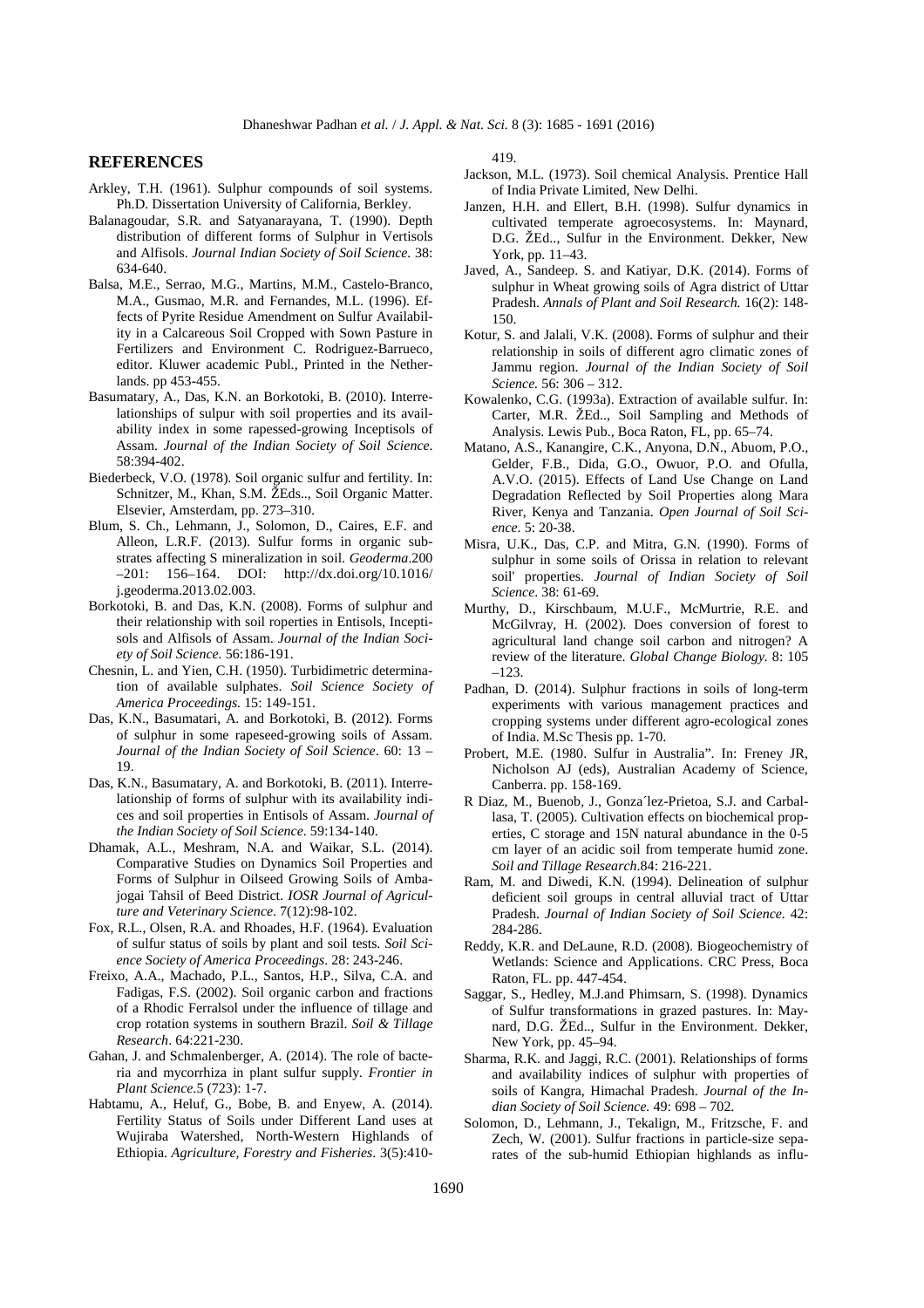## REFERENCES

Arkley, T.H. (1961). Sulphur compounds of soil systems. Ph.D. Dissertation University of California, Berkley.

Balanagoudar, S.R. and Satyanarayana, T. (1990). Depth distribution of different forms of Sulphur in Vertisols and Alfisols. *Journal Indian Society of Soil Science.* 38: 634-640.

Balsa, M.E., Serrao, M.G., Martins, M.M., Castelo-Branco, M.A., Gusmao, M.R. and Fernandes, M.L. (1996). Effects of Pyrite Residue Amendment on Sulfur Availability in a Calcareous Soil Cropped with Sown Pasture in Fertilizers and Environment C. Rodriguez-Barrueco, editor. Kluwer academic Publ., Printed in the Netherlands. pp 453-455.

Basumatary, A., Das, K.N. an Borkotoki, B. (2010). Interrelationships of sulpur with soil properties and its availability index in some rapessed-growing Inceptisols of Assam. *Journal of the Indian Society of Soil Science*. 58:394-402.

Biederbeck, V.O. (1978). Soil organic sulfur and fertility. In: Schnitzer, M., Khan, S.M. ŽEds.., Soil Organic Matter. Elsevier, Amsterdam, pp. 273–310.

Blum, S. Ch., Lehmann, J., Solomon, D., Caires, E.F. and Alleon, L.R.F. (2013). Sulfur forms in organic substrates affecting S mineralization in soil. *Geoderma*.200 –201: 156–164. DOI: http://dx.doi.org/10.1016/ j.geoderma.2013.02.003.

Borkotoki, B. and Das, K.N. (2008). Forms of sulphur and their relationship with soil roperties in Entisols, Inceptisols and Alfisols of Assam. *Journal of the Indian Society of Soil Science.* 56:186-191.

Chesnin, L. and Yien, C.H. (1950). Turbidimetric determination of available sulphates. *Soil Science Society of America Proceedings.* 15: 149-151.

Das, K.N., Basumatari, A. and Borkotoki, B. (2012). Forms of sulphur in some rapeseed-growing soils of Assam. *Journal of the Indian Society of Soil Science*. 60: 13 – 19.

Das, K.N., Basumatary, A. and Borkotoki, B. (2011). Interrelationship of forms of sulphur with its availability indices and soil properties in Entisols of Assam. *Journal of the Indian Society of Soil Science*. 59:134-140.

Dhamak, A.L., Meshram, N.A. and Waikar, S.L. (2014). Comparative Studies on Dynamics Soil Properties and Forms of Sulphur in Oilseed Growing Soils of Ambajogai Tahsil of Beed District. *IOSR Journal of Agriculture and Veterinary Science*. 7(12):98-102.

Fox, R.L., Olsen, R.A. and Rhoades, H.F. (1964). Evaluation of sulfur status of soils by plant and soil tests. *Soil Science Society of America Proceedings*. 28: 243-246.

Freixo, A.A., Machado, P.L., Santos, H.P., Silva, C.A. and Fadigas, F.S. (2002). Soil organic carbon and fractions of a Rhodic Ferralsol under the influence of tillage and crop rotation systems in southern Brazil. *Soil & Tillage Research*. 64:221-230.

Gahan, J. and Schmalenberger, A. (2014). The role of bacteria and mycorrhiza in plant sulfur supply. *Frontier in Plant Science*.5 (723): 1-7.

Habtamu, A., Heluf, G., Bobe, B. and Enyew, A. (2014). Fertility Status of Soils under Different Land uses at Wujiraba Watershed, North-Western Highlands of Ethiopia. *Agriculture, Forestry and Fisheries*. 3(5):410-419.

Jackson, M.L. (1973). Soil chemical Analysis. Prentice Hall of India Private Limited, New Delhi.

Janzen, H.H. and Ellert, B.H. (1998). Sulfur dynamics in cultivated temperate agroecosystems. In: Maynard, D.G. ŽEd.., Sulfur in the Environment. Dekker, New York, pp. 11–43.

Javed, A., Sandeep. S. and Katiyar, D.K. (2014). Forms of sulphur in Wheat growing soils of Agra district of Uttar Pradesh. *Annals of Plant and Soil Research.* 16(2): 148-150.

Kotur, S. and Jalali, V.K. (2008). Forms of sulphur and their relationship in soils of different agro climatic zones of Jammu region. *Journal of the Indian Society of Soil Science.* 56: 306 – 312.

Kowalenko, C.G. (1993a). Extraction of available sulfur. In: Carter, M.R. ŽEd.., Soil Sampling and Methods of Analysis. Lewis Pub., Boca Raton, FL, pp. 65–74.

Matano, A.S., Kanangire, C.K., Anyona, D.N., Abuom, P.O., Gelder, F.B., Dida, G.O., Owuor, P.O. and Ofulla, A.V.O. (2015). Effects of Land Use Change on Land Degradation Reflected by Soil Properties along Mara River, Kenya and Tanzania. *Open Journal of Soil Science*. 5: 20-38.

Misra, U.K., Das, C.P. and Mitra, G.N. (1990). Forms of sulphur in some soils of Orissa in relation to relevant soil' properties. *Journal of Indian Society of Soil Science.* 38: 61-69.

Murthy, D., Kirschbaum, M.U.F., McMurtrie, R.E. and McGilvray, H. (2002). Does conversion of forest to agricultural land change soil carbon and nitrogen? A review of the literature. *Global Change Biology.* 8: 105 –123.

Padhan, D. (2014). Sulphur fractions in soils of long-term experiments with various management practices and cropping systems under different agro-ecological zones of India. M.Sc Thesis pp. 1-70.

Probert, M.E. (1980. Sulfur in Australia". In: Freney JR, Nicholson AJ (eds), Australian Academy of Science, Canberra. pp. 158-169.

R Diaz, M., Buenob, J., Gonza´lez-Prietoa, S.J. and Carballasa, T. (2005). Cultivation effects on biochemical properties, C storage and 15N natural abundance in the 0-5 cm layer of an acidic soil from temperate humid zone. *Soil and Tillage Research*.84: 216-221.

Ram, M. and Diwedi, K.N. (1994). Delineation of sulphur deficient soil groups in central alluvial tract of Uttar Pradesh. *Journal of Indian Society of Soil Science.* 42: 284-286.

Reddy, K.R. and DeLaune, R.D. (2008). Biogeochemistry of Wetlands: Science and Applications. CRC Press, Boca Raton, FL. pp. 447-454.

Saggar, S., Hedley, M.J.and Phimsarn, S. (1998). Dynamics of Sulfur transformations in grazed pastures. In: Maynard, D.G. ŽEd.., Sulfur in the Environment. Dekker, New York, pp. 45–94.

Sharma, R.K. and Jaggi, R.C. (2001). Relationships of forms and availability indices of sulphur with properties of soils of Kangra, Himachal Pradesh. *Journal of the Indian Society of Soil Science.* 49: 698 – 702.

Solomon, D., Lehmann, J., Tekalign, M., Fritzsche, F. and Zech, W. (2001). Sulfur fractions in particle-size separates of the sub-humid Ethiopian highlands as influ-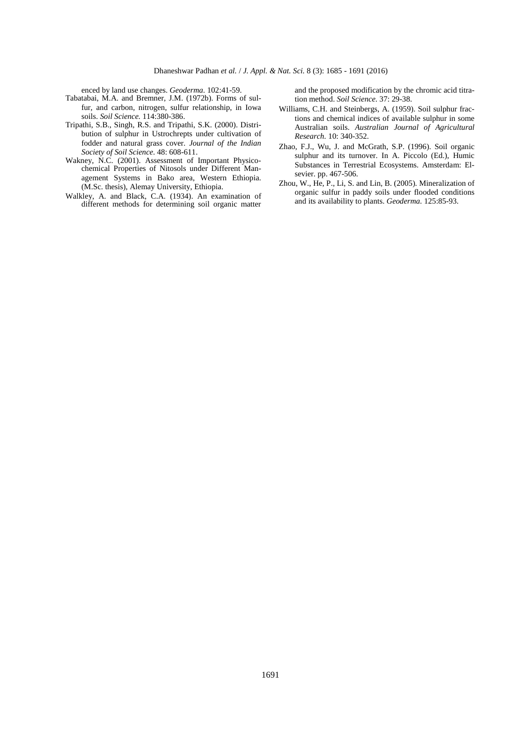enced by land use changes. *Geoderma*. 102:41-59.

Tabatabai, M.A. and Bremner, J.M. (1972b). Forms of sulfur, and carbon, nitrogen, sulfur relationship, in Iowa soils. *Soil Science.* 114:380-386.

Tripathi, S.B., Singh, R.S. and Tripathi, S.K. (2000). Distribution of sulphur in Ustrochrepts under cultivation of fodder and natural grass cover. *Journal of the Indian Society of Soil Science*. 48: 608-611.

Wakney, N.C. (2001). Assessment of Important Physicochemical Properties of Nitosols under Different Management Systems in Bako area, Western Ethiopia. (M.Sc. thesis), Alemay University, Ethiopia.

Walkley, A. and Black, C.A. (1934). An examination of different methods for determining soil organic matter and the proposed modification by the chromic acid titration method. *Soil Science.* 37: 29-38.

Williams, C.H. and Steinbergs, A. (1959). Soil sulphur fractions and chemical indices of available sulphur in some Australian soils. *Australian Journal of Agricultural Research*. 10: 340-352.

Zhao, F.J., Wu, J. and McGrath, S.P. (1996). Soil organic sulphur and its turnover. In A. Piccolo (Ed.), Humic Substances in Terrestrial Ecosystems. Amsterdam: Elsevier. pp. 467-506.

Zhou, W., He, P., Li, S. and Lin, B. (2005). Mineralization of organic sulfur in paddy soils under flooded conditions and its availability to plants. *Geoderma*. 125:85-93.